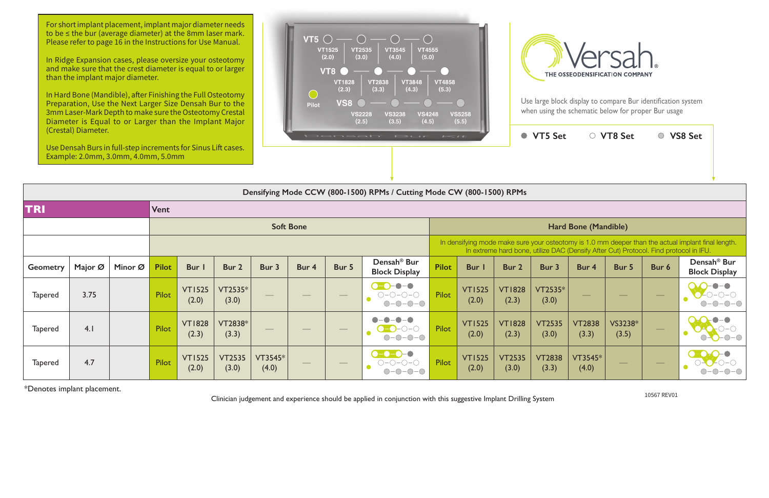For short implant placement, implant major diameter needs to be ≤ the bur (average diameter) at the 8mm laser mark. Please refer to page 16 in the Instructions for Use Manual.

In Ridge Expansion cases, please oversize your osteotomy and make sure that the crest diameter is equal to or larger than the implant major diameter.

In Hard Bone (Mandible), after Finishing the Full Osteotomy Preparation, Use the Next Larger Size Densah Bur to the 3mm Laser-Mark Depth to make sure the Osteotomy Crestal Diameter is Equal to or Larger than the Implant Major (Crestal) Diameter.

Use Densah Burs in full-step increments for Sinus Lift cases. Example: 2.0mm, 3.0mm, 4.0mm, 5.0mm

VT5: VT1525 (2.0) — VT2535 (3.0) — VT3545 (4.0) — VT4555 (5.0)

VT8: VT1828 (2.3) — VT2838 (3.3) — VT3848 (4.3) — VT4858 (5.3)

Pilot

VS8: VS2228 (2.5) — VS3238 (3.5) — VS4248 (4.5) — VS5258 (5.5)

Densah Bur Kit

# Versah®

THE OSSEODENSIFICATION COMPANY

Use large block display to compare Bur identification system when using the schematic below for proper Bur usage

● VT5 Set ○ VT8 Set ◍ VS8 Set

| Densifying Mode CCW (800-1500) RPMs / Cutting Mode CW (800-1500) RPMs | | | | | | | | | | | | | | | | | | | | |
|---|---|---|---|---|---|---|---|---|---|---|---|---|---|---|---|---|---|---|---|---|
| TRI | | | Vent | | | | | | | | | | | | | | | | | |
| | | | Soft Bone | | | | | | | Hard Bone (Mandible) | | | | | | | | | | |
| | | | | | | | | | | In densifying mode make sure your osteotomy is 1.0 mm deeper than the actual implant final length. In extreme hard bone, utilize DAC (Densify After Cut) Protocol. Find protocol in IFU. | | | | | | | | | | |
| Geometry | Major Ø | Minor Ø | Pilot | Bur 1 | Bur 2 | Bur 3 | Bur 4 | Bur 5 | Densah® Bur Block Display | Pilot | Bur 1 | Bur 2 | Bur 3 | Bur 4 | Bur 5 | Bur 6 | Densah® Bur Block Display | | | |
| Tapered | 3.75 | | Pilot | VT1525 (2.0) | VT2535* (3.0) | — | — | — | | Pilot | VT1525 (2.0) | VT1828 (2.3) | VT2535* (3.0) | — | — | — | | | | |
| Tapered | 4.1 | | Pilot | VT1828 (2.3) | VT2838* (3.3) | — | — | — | | Pilot | VT1525 (2.0) | VT1828 (2.3) | VT2535 (3.0) | VT2838 (3.3) | VS3238* (3.5) | — | | | | |
| Tapered | 4.7 | | Pilot | VT1525 (2.0) | VT2535 (3.0) | VT3545* (4.0) | — | — | | Pilot | VT1525 (2.0) | VT2535 (3.0) | VT2838 (3.3) | VT3545* (4.0) | — | — | | | | |

*Denotes implant placement.

Clinician judgement and experience should be applied in conjunction with this suggestive Implant Drilling System

10567 REV01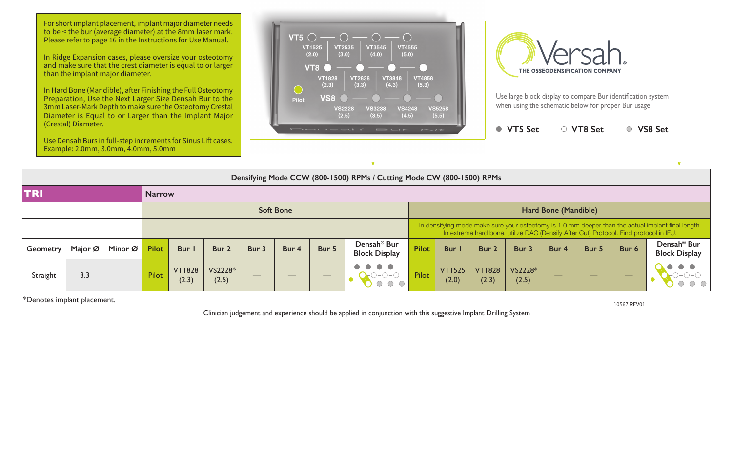For short implant placement, implant major diameter needs to be ≤ the bur (average diameter) at the 8mm laser mark. Please refer to page 16 in the Instructions for Use Manual.

In Ridge Expansion cases, please oversize your osteotomy and make sure that the crest diameter is equal to or larger than the implant major diameter.

In Hard Bone (Mandible), after Finishing the Full Osteotomy Preparation, Use the Next Larger Size Densah Bur to the 3mm Laser-Mark Depth to make sure the Osteotomy Crestal Diameter is Equal to or Larger than the Implant Major (Crestal) Diameter.

Use Densah Burs in full-step increments for Sinus Lift cases. Example: 2.0mm, 3.0mm, 4.0mm, 5.0mm

VT5: VT1525 (2.0), VT2535 (3.0), VT3545 (4.0), VT4555 (5.0)

VT8: VT1828 (2.3), VT2838 (3.3), VT3848 (4.3), VT4858 (5.3)

Pilot

VS8: VS2228 (2.5), VS3238 (3.5), VS4248 (4.5), VS5258 (5.5)

Densah Bur Kit

**Versah** ® THE OSSEODENSIFICATION COMPANY

Use large block display to compare Bur identification system when using the schematic below for proper Bur usage

● VT5 Set ○ VT8 Set ○ VS8 Set

| Densifying Mode CCW (800-1500) RPMs / Cutting Mode CW (800-1500) RPMs | | | | | | | | | | | | | | | | | | |
|---|---|---|---|---|---|---|---|---|---|---|---|---|---|---|---|---|---|---|
| **TRI** | | | **Narrow** | | | | | | | | | | | | | | | |
| | | | Soft Bone | | | | | | | Hard Bone (Mandible) | | | | | | | | |
| | | | | | | | | | | In densifying mode make sure your osteotomy is 1.0 mm deeper than the actual implant final length. In extreme hard bone, utilize DAC (Densify After Cut) Protocol. Find protocol in IFU. | | | | | | | | |
| Geometry | Major Ø | Minor Ø | Pilot | Bur 1 | Bur 2 | Bur 3 | Bur 4 | Bur 5 | Densah® Bur Block Display | Pilot | Bur 1 | Bur 2 | Bur 3 | Bur 4 | Bur 5 | Bur 6 | Densah® Bur Block Display |
| Straight | 3.3 | | Pilot | VT1828 (2.3) | VS2228* (2.5) | — | — | — | | Pilot | VT1525 (2.0) | VT1828 (2.3) | VS2228* (2.5) | — | — | — | |

*Denotes implant placement.

10567 REV01

Clinician judgement and experience should be applied in conjunction with this suggestive Implant Drilling System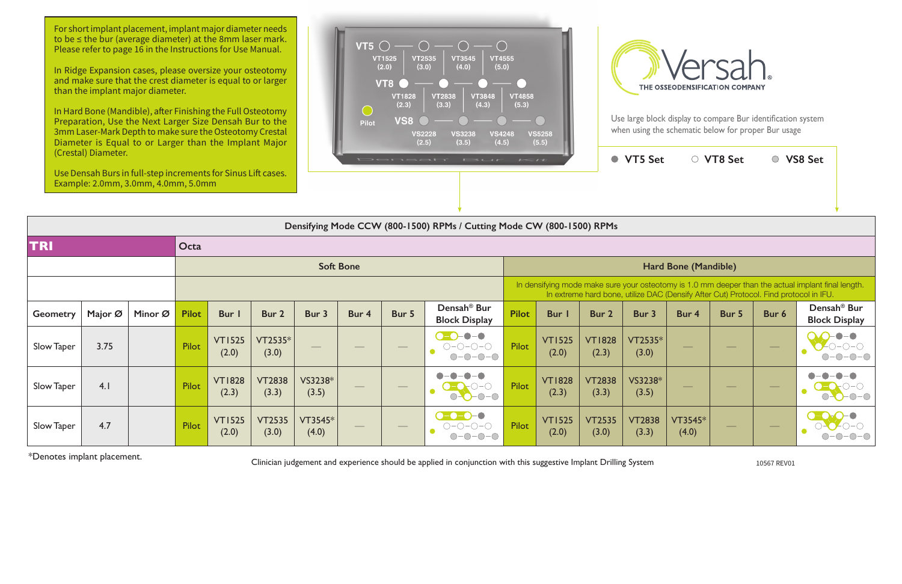For short implant placement, implant major diameter needs to be ≤ the bur (average diameter) at the 8mm laser mark. Please refer to page 16 in the Instructions for Use Manual.

In Ridge Expansion cases, please oversize your osteotomy and make sure that the crest diameter is equal to or larger than the implant major diameter.

In Hard Bone (Mandible), after Finishing the Full Osteotomy Preparation, Use the Next Larger Size Densah Bur to the 3mm Laser-Mark Depth to make sure the Osteotomy Crestal Diameter is Equal to or Larger than the Implant Major (Crestal) Diameter.

Use Densah Burs in full-step increments for Sinus Lift cases. Example: 2.0mm, 3.0mm, 4.0mm, 5.0mm

VT5: VT1525 (2.0) — VT2535 (3.0) — VT3545 (4.0) — VT4555 (5.0)

VT8: VT1828 (2.3) — VT2838 (3.3) — VT3848 (4.3) — VT4858 (5.3)

Pilot

VS8: VS2228 (2.5) — VS3238 (3.5) — VS4248 (4.5) — VS5258 (5.5)

Densah Bur Kit

Versah® THE OSSEODENSIFICATION COMPANY

Use large block display to compare Bur identification system when using the schematic below for proper Bur usage

● VT5 Set ○ VT8 Set ● VS8 Set

| Densifying Mode CCW (800-1500) RPMs / Cutting Mode CW (800-1500) RPMs | | | | | | | | | | | | | | | | | | | |
|---|---|---|---|---|---|---|---|---|---|---|---|---|---|---|---|---|---|---|---|
| **TRI** | | | Octa | | | | | | | | | | | | | | | | |
| | | | Soft Bone | | | | | | | Hard Bone (Mandible) | | | | | | | | | |
| | | | | | | | | | | In densifying mode make sure your osteotomy is 1.0 mm deeper than the actual implant final length. In extreme hard bone, utilize DAC (Densify After Cut) Protocol. Find protocol in IFU. | | | | | | | | | |
| Geometry | Major Ø | Minor Ø | Pilot | Bur 1 | Bur 2 | Bur 3 | Bur 4 | Bur 5 | Densah® Bur Block Display | Pilot | Bur 1 | Bur 2 | Bur 3 | Bur 4 | Bur 5 | Bur 6 | Densah® Bur Block Display | | |
| Slow Taper | 3.75 | | Pilot | VT1525 (2.0) | VT2535* (3.0) | — | — | — | | Pilot | VT1525 (2.0) | VT1828 (2.3) | VT2535* (3.0) | — | — | — | | | |
| Slow Taper | 4.1 | | Pilot | VT1828 (2.3) | VT2838 (3.3) | VS3238* (3.5) | — | — | | Pilot | VT1828 (2.3) | VT2838 (3.3) | VS3238* (3.5) | — | — | — | | | |
| Slow Taper | 4.7 | | Pilot | VT1525 (2.0) | VT2535 (3.0) | VT3545* (4.0) | — | — | | Pilot | VT1525 (2.0) | VT2535 (3.0) | VT2838 (3.3) | VT3545* (4.0) | — | — | | | |

*Denotes implant placement.

Clinician judgement and experience should be applied in conjunction with this suggestive Implant Drilling System

10567 REV01